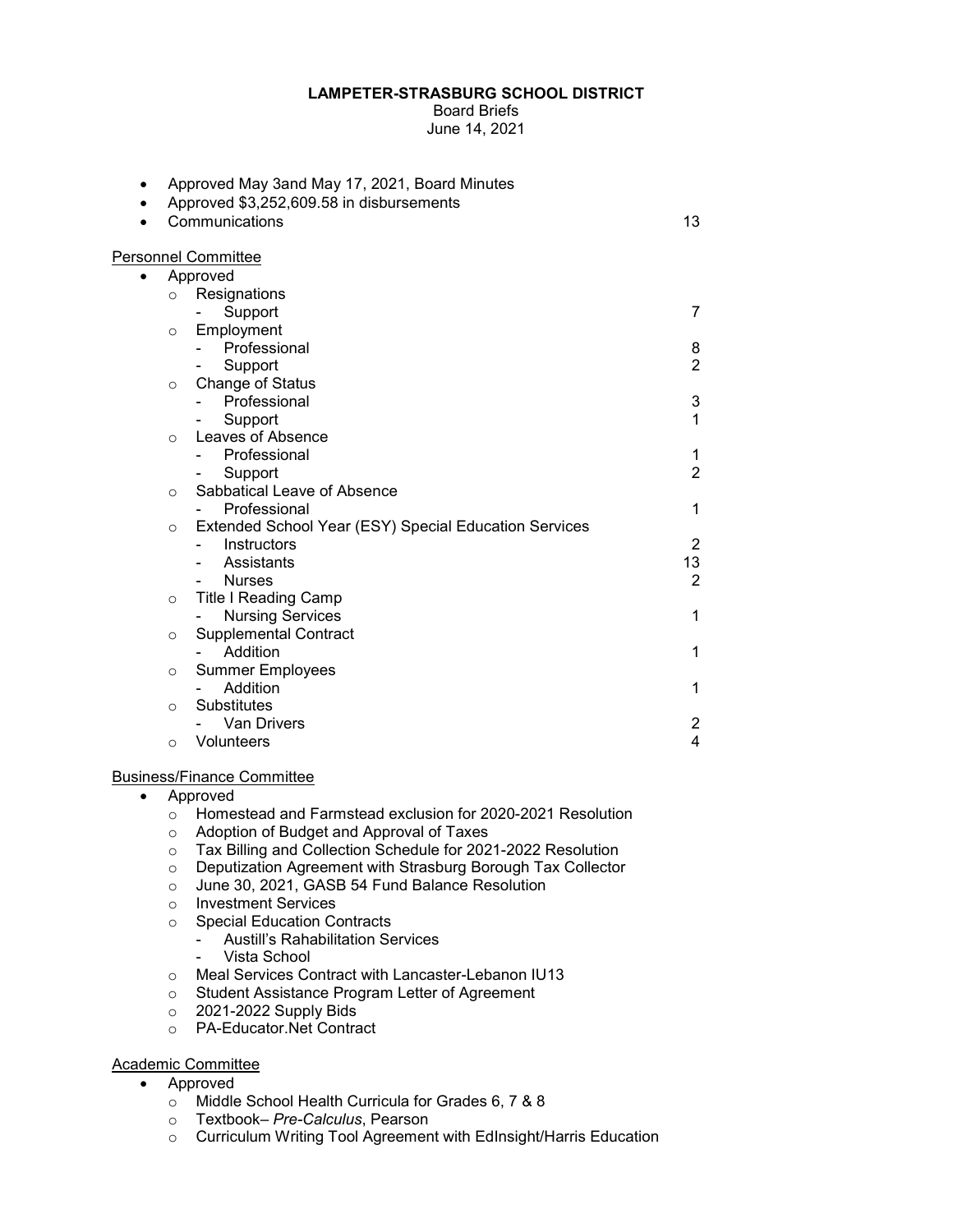**LAMPETER-STRASBURG SCHOOL DISTRICT**

Board Briefs

June 14, 2021

- Approved May 3and May 17, 2021, Board Minutes
- Approved $3,252,609.58 in disbursements
- Communications 13

Personnel Committee

- Approved
  - Resignations
    - Support 7
  - Employment
    - Professional 8
    - Support 2
  - Change of Status
    - Professional 3
    - Support 1
  - Leaves of Absence
    - Professional 1
    - Support 2
  - Sabbatical Leave of Absence
    - Professional 1
  - Extended School Year (ESY) Special Education Services
    - Instructors 2
    - Assistants 13
    - Nurses 2
  - Title I Reading Camp
    - Nursing Services 1
  - Supplemental Contract
    - Addition 1
  - Summer Employees
    - Addition 1
  - Substitutes
    - Van Drivers 2
  - Volunteers 4

Business/Finance Committee

- Approved
  - Homestead and Farmstead exclusion for 2020-2021 Resolution
  - Adoption of Budget and Approval of Taxes
  - Tax Billing and Collection Schedule for 2021-2022 Resolution
  - Deputization Agreement with Strasburg Borough Tax Collector
  - June 30, 2021, GASB 54 Fund Balance Resolution
  - Investment Services
  - Special Education Contracts
    - Austill's Rahabilitation Services
    - Vista School
  - Meal Services Contract with Lancaster-Lebanon IU13
  - Student Assistance Program Letter of Agreement
  - 2021-2022 Supply Bids
  - PA-Educator.Net Contract

Academic Committee

- Approved
  - Middle School Health Curricula for Grades 6, 7 & 8
  - Textbook– *Pre-Calculus*, Pearson
  - Curriculum Writing Tool Agreement with EdInsight/Harris Education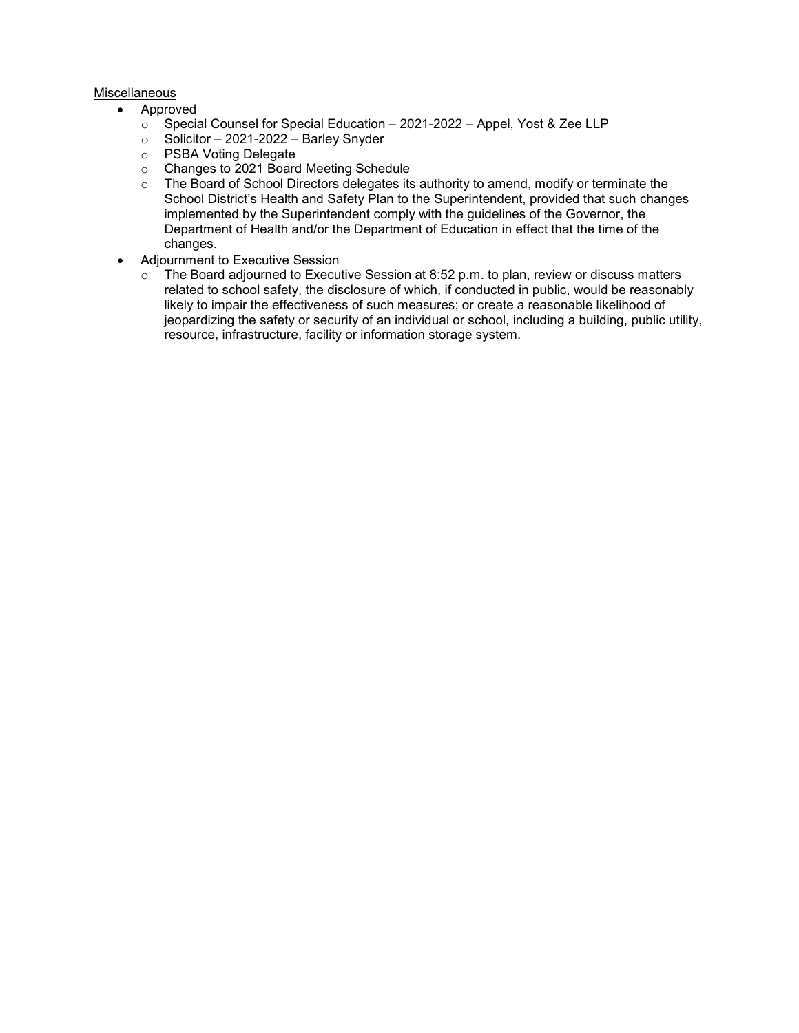<u>Miscellaneous</u>

- Approved
  - Special Counsel for Special Education – 2021-2022 – Appel, Yost & Zee LLP
  - Solicitor – 2021-2022 – Barley Snyder
  - PSBA Voting Delegate
  - Changes to 2021 Board Meeting Schedule
  - The Board of School Directors delegates its authority to amend, modify or terminate the School District's Health and Safety Plan to the Superintendent, provided that such changes implemented by the Superintendent comply with the guidelines of the Governor, the Department of Health and/or the Department of Education in effect that the time of the changes.
- Adjournment to Executive Session
  - The Board adjourned to Executive Session at 8:52 p.m. to plan, review or discuss matters related to school safety, the disclosure of which, if conducted in public, would be reasonably likely to impair the effectiveness of such measures; or create a reasonable likelihood of jeopardizing the safety or security of an individual or school, including a building, public utility, resource, infrastructure, facility or information storage system.